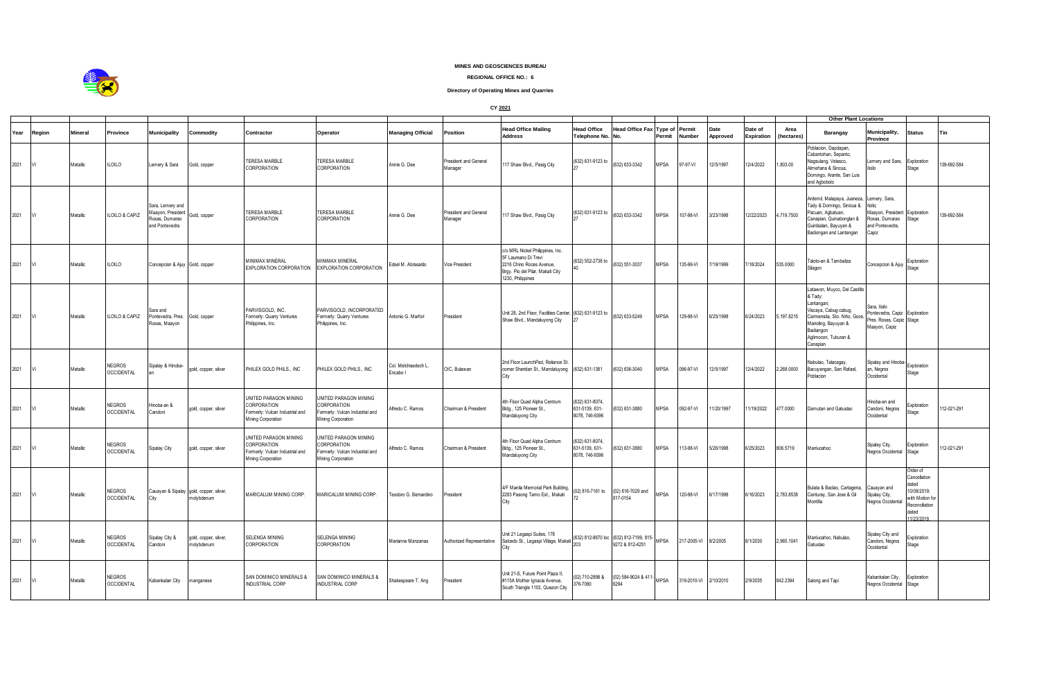**MINES AND GEOSCIENCES BUREAU**

**REGIONAL OFFICE NO.: 6**

**Directory of Operating Mines and Quarries**

**CY 2021**

| Year | Region | Mineral | Province | Municipality | Commodity | Contractor | Operator | Managing Official | Position | Head Office Mailing Address | Head Office Telephone No. | Head Office Fax No. | Type of Permit | Permit Number | Date Approved | Date of Expiration | Area (hectares) | Other Plant Locations | | Status | Tin |
|---|---|---|---|---|---|---|---|---|---|---|---|---|---|---|---|---|---|---|---|---|---|
| | | | | | | | | | | | | | | | | | | Barangay | Municipality, Province | | |
| 2021 | VI | Metallic | ILOILO | Lemery & Sara | Gold, copper | TERESA MARBLE CORPORATION | TERESA MARBLE CORPORATION | Annie G. Dee | President and General Manager | 117 Shaw Blvd., Pasig City | (632) 631-9123 to 27 | (632) 633-3342 | MPSA | 97-97-VI | 12/5/1997 | 12/4/2022 | 1,803.00 | Poblacion, Dapdapan, Cabantohan, Sepanto, Nagsulang, Velasco, Almeñana & Sincua, Domingo, Arante, San Luis and Agbobolo | Lemery and Sara, Iloilo | Exploration Stage | 139-692-584 |
| 2021 | VI | Metallic | ILOILO & CAPIZ | Sara, Lemery and Maayon, President Roxas, Dumarao and Pontevedra | Gold, copper | TERESA MARBLE CORPORATION | TERESA MARBLE CORPORATION | Annie G. Dee | President and General Manager | 117 Shaw Blvd., Pasig City | (632) 631-9123 to 27 | (632) 633-3342 | MPSA | 107-98-VI | 3/23/1998 | 12/22/2023 | 4,719.7500 | Ardemil, Malapaya, Juaneza, Tady & Domingo, Sinicua & Pacuan, Agbatuan, Canapian, Quinabonglan & Guinbialan, Bayuyan & Badiangan and Lantangan | Lemery, Sara, Iloilo; Maayon, President Roxas, Dumarao and Pontevedra, Capiz | Exploration Stage | 139-692-584 |
| 2021 | VI | Metallic | ILOILO | Concepcion & Ajuy | Gold, copper | MINIMAX MINERAL EXPLORATION CORPORATION | MINIMAX MINERAL EXPLORATION CORPORATION | Edsel M. Abrasaldo | Vice President | c/o MRL Nickel Philippines, Inc. 5F Laureano Di Trevi 2216 Chino Roces Avenue, Brgy. Pio del Pilar, Makati City 1230, Philippines | (632) 552-2738 to 40 | (632) 551-3037 | MPSA | 135-99-VI | 7/19/1999 | 7/18/2024 | 535.0000 | Taloto-an & Tambaliza Silagon | Concepcion & Ajuy | Exploration Stage | |
| 2021 | VI | Metallic | ILOILO & CAPIZ | Sara and Pontevedra, Pres. Roxas, Maayon | Gold, copper | PARVISGOLD, INC. Formerly: Quarry Ventures Philippines, Inc. | PARVISGOLD, INCORPORATED Formerly: Quarry Ventures Philippines, Inc. | Antonio G. Marfori | President | Unit 28, 2nd Floor, Facilities Center, Shaw Blvd., Mandaluyong City | (632) 631-9123 to 27 | (632) 633-5249 | MPSA | 129-98-VI | 6/25/1998 | 6/24/2023 | 5,197.8215 | Latawon, Muyco, Del Castillo & Tady; Lantangan; Viscaya, Cabug-cabug, Carmensita, Sto. Niño, Goce, Manoling, Bayuyan & Badiangon Aglimocon, Tuburan & Canapian | Sara, Iloilo Pontevedra, Capiz Pres. Roxas, Capiz Maayon, Capiz | Exploration Stage | |
| 2021 | VI | Metallic | NEGROS OCCIDENTAL | Sipalay & Hinoba-an | gold, copper, silver | PHILEX GOLD PHILS., INC | PHILEX GOLD PHILS., INC | Col. Melchisedech L. Encabo I | OIC, Bulawan | 2nd Floor LaunchPad, Reliance St. corner Sheridan St., Mandaluyong City | (632) 631-1381 | (632) 636-3040 | MPSA | 096-97-VI | 12/5/1997 | 12/4/2022 | 2,268.0000 | Nabulao, Talacagay, Bacuyangan, San Rafael, Poblacion | Sipalay and Hinoba-an, Negros Occidental | Exploration Stage | |
| 2021 | VI | Metallic | NEGROS OCCIDENTAL | Hinoba-an & Candoni | gold, copper, silver | UNITED PARAGON MINING CORPORATION Formerly: Vulcan Industrial and Mining Corporation | UNITED PARAGON MINING CORPORATION Formerly: Vulcan Industrial and Mining Corporation | Alfredo C. Ramos | Chairman & President | 4th Floor Quad Alpha Centrum Bldg., 125 Pioneer St., Mandaluyong City | (632) 631-8074, 631-5139, 631-8078, 746-9396 | (632) 631-3880 | MPSA | 092-97-VI | 11/20/1997 | 11/19/2022 | 477.0000 | Damutan and Gatuslao | Hinoba-an and Candoni, Negros Occidental | Exploration Stage | 112-021-291 |
| 2021 | VI | Metallic | NEGROS OCCIDENTAL | Sipalay City | gold, copper, silver | UNITED PARAGON MINING CORPORATION Formerly: Vulcan Industrial and Mining Corporation | UNITED PARAGON MINING CORPORATION Formerly: Vulcan Industrial and Mining Corporation | Alfredo C. Ramos | Chairman & President | 4th Floor Quad Alpha Centrum Bldg., 125 Pioneer St., Mandaluyong City | (632) 631-8074, 631-5139, 631-8078, 746-9396 | (632) 631-3880 | MPSA | 113-98-VI | 5/26/1998 | 6/25/2023 | 806.5719 | Manlucahoc | Sipalay City, Negros Occidental | Exploration Stage | 112-021-291 |
| 2021 | VI | Metallic | NEGROS OCCIDENTAL | Cauayan & Sipalay City | gold, copper, silver, molybdenum | MARICALUM MINING CORP. | MARICALUM MINING CORP. | Teodoro G. Bernardino | President | 4/F Manila Memorial Park Building, 2283 Pasong Tamo Ext., Makati City | (02) 816-7161 to 72 | (02) 816-7029 and 817-0154 | MPSA | 120-98-VI | 6/17/1998 | 6/16/2023 | 2,783.8538 | Bulata & Baclao, Cartagena, Canturay, San Jose & Gil Montilla | Cauayan and Sipalay City, Negros Occidental | Order of Cancellation dated 10/09/2019; with Motion for Reconciliation dated 11/23/2019 | |
| 2021 | VI | Metallic | NEGROS OCCIDENTAL | Sipalay City & Candoni | gold, copper, silver, molybdenum | SELENGA MINING CORPORATION | SELENGA MINING CORPORATION | Marianne Manzanas | Authorized Representative | Unit 21 Legaspi Suites, 178 Salcedo St., Legaspi Village, Makati City | (632) 812-8670 loc 203 | (632) 812-7199, 815-9272 & 812-4251 | MPSA | 217-2005-VI | 8/2/2005 | 8/1/2030 | 2,965.1041 | Manlucahoc, Nabulao, Gatuslao | Sipalay City and Candoni, Negros Occidental | Exploration Stage | |
| 2021 | VI | Metallic | NEGROS OCCIDENTAL | Kabankalan City | manganese | SAN DOMINICO MINERALS & INDUSTRIAL CORP | SAN DOMINICO MINERALS & INDUSTRIAL CORP | Shakespeare T. Ang | President | Unit 21-S, Future Point Plaza II, #115A Mother Ignacia Avenue, South Triangle 1103, Quezon City | (02) 710-2898 & 376-7090 | (02) 584-9024 & 411-6294 | MPSA | 319-2010-VI | 2/10/2010 | 2/9/2035 | 842.2394 | Salong and Tapi | Kabankalan City, Negros Occidental | Exploration Stage | |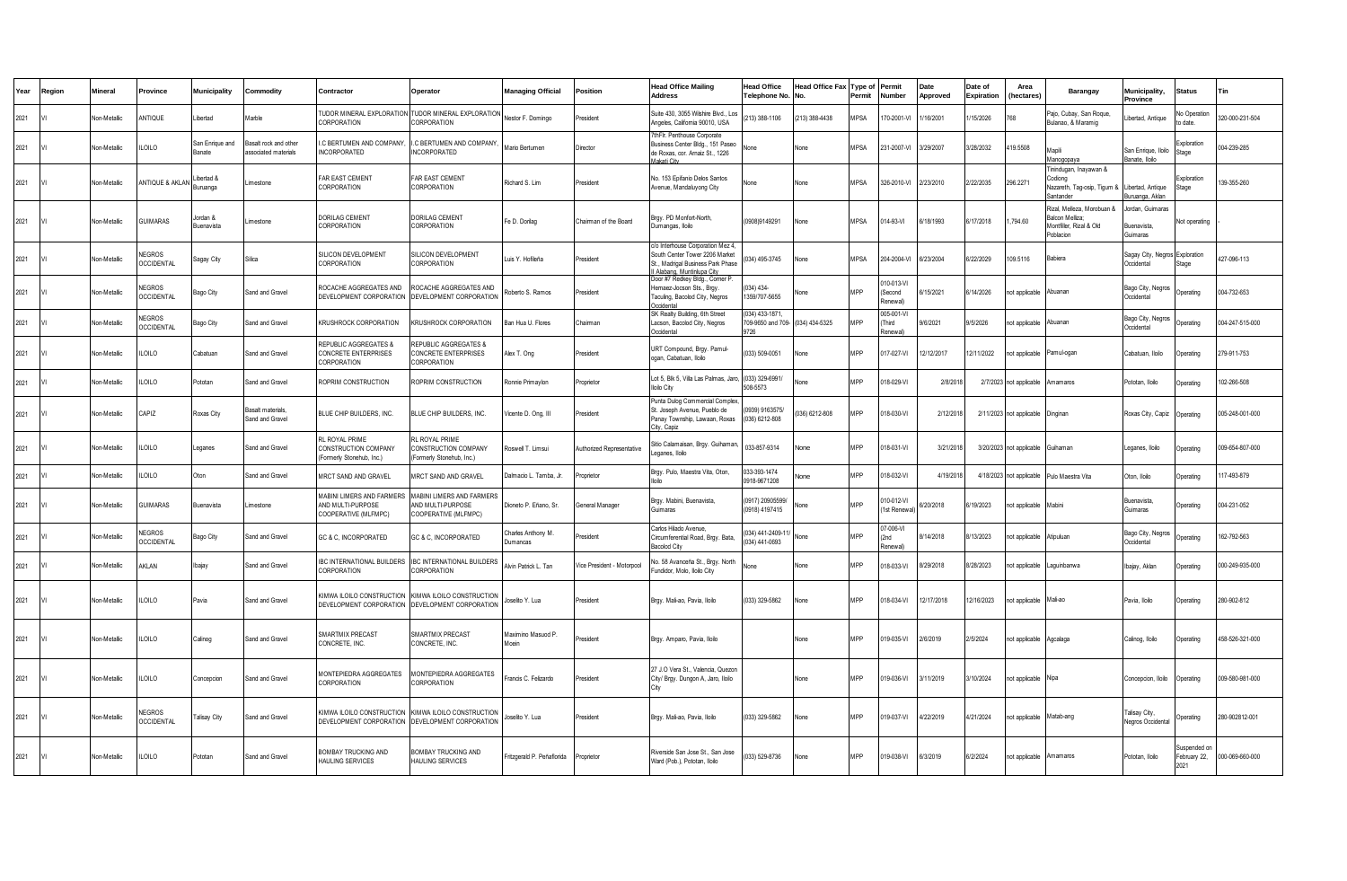| Year | Region | Mineral | Province | Municipality | Commodity | Contractor | Operator | Managing Official | Position | Head Office Mailing Address | Head Office Telephone No. | Head Office Fax No. | Type of Permit | Permit Number | Date Approved | Date of Expiration | Area (hectares) | Barangay | Municipality, Province | Status | Tin |
|---|---|---|---|---|---|---|---|---|---|---|---|---|---|---|---|---|---|---|---|---|---|
| 2021 | VI | Non-Metallic | ANTIQUE | Libertad | Marble | TUDOR MINERAL EXPLORATION CORPORATION | TUDOR MINERAL EXPLORATION CORPORATION | Nestor F. Domingo | President | Suite 430, 3055 Wilshire Blvd., Los Angeles, California 90010, USA | (213) 388-1106 | (213) 388-4438 | MPSA | 170-2001-VI | 1/16/2001 | 1/15/2026 | 768 | Pajo, Cubay, San Roque, Bulanao, & Maramig | Libertad, Antique | No Operation to date. | 320-000-231-504 |
| 2021 | VI | Non-Metallic | ILOILO | San Enrique and Banate | Basalt rock and other associated materials | I.C BERTUMEN AND COMPANY, INCORPORATED | I.C BERTUMEN AND COMPANY, INCORPORATED | Mario Bertumen | Director | 7thFlr. Penthouse Corporate Business Center Bldg., 151 Paseo de Roxas, cor. Arnaiz St., 1226 Makati City | None | None | MPSA | 231-2007-VI | 3/29/2007 | 3/28/2032 | 419.5508 | Mapili Manogpaya | San Enrique, Iloilo Banate, Iloilo | Exploration Stage | 004-239-285 |
| 2021 | VI | Non-Metallic | ANTIQUE & AKLAN | Libertad & Buruanga | Limestone | FAR EAST CEMENT CORPORATION | FAR EAST CEMENT CORPORATION | Richard S. Lim | President | No. 153 Epifanio Delos Santos Avenue, Mandaluyong City | None | None | MPSA | 326-2010-VI | 2/23/2010 | 2/22/2035 | 296.2271 | Tinindugan, Inayawan & Codiong Nazareth, Tag-osip, Tigum & Santander | Libertad, Antique Buruanga, Aklan | Exploration Stage | 139-355-260 |
| 2021 | VI | Non-Metallic | GUIMARAS | Jordan & Buenavista | Limestone | DORILAG CEMENT CORPORATION | DORILAG CEMENT CORPORATION | Fe D. Donlag | Chairman of the Board | Brgy. PD Monfort-North, Dumangas, Iloilo | (0908)9149291 | None | MPSA | 014-93-VI | 6/18/1993 | 6/17/2018 | 1,794.60 | Rizal, Melleza, Morobuan & Balcon Melliza; Montfiller, Rizal & Old Poblacion | Jordan, Guimaras Buenavista, Guimaras | Not operating | - |
| 2021 | VI | Non-Metallic | NEGROS OCCIDENTAL | Sagay City | Silica | SILICON DEVELOPMENT CORPORATION | SILICON DEVELOPMENT CORPORATION | Luis Y. Hofileña | President | c/o Interhouse Corporation Mez 4, South Center Tower 2206 Market St., Madrigal Business Park Phase II Alabang, Muntinlupa City | (034) 495-3745 | None | MPSA | 204-2004-VI | 6/23/2004 | 6/22/2029 | 109.5116 | Babiera | Sagay City, Negros Occidental | Exploration Stage | 427-096-113 |
| 2021 | VI | Non-Metallic | NEGROS OCCIDENTAL | Bago City | Sand and Gravel | ROCACHE AGGREGATES AND DEVELOPMENT CORPORATION | ROCACHE AGGREGATES AND DEVELOPMENT CORPORATION | Roberto S. Ramos | President | Door #7 Radkey Bldg., Corner P. Hernaez-Jocson Sts., Brgy. Taculing, Bacolod City, Negros Occidental | (034) 434-1359/707-5655 | None | MPP | 010-013-VI (Second Renewal) | 6/15/2021 | 6/14/2026 | not applicable | Abuanan | Bago City, Negros Occidental | Operating | 004-732-653 |
| 2021 | VI | Non-Metallic | NEGROS OCCIDENTAL | Bago City | Sand and Gravel | KRUSHROCK CORPORATION | KRUSHROCK CORPORATION | Ban Hua U. Flores | Chairman | SK Realty Building, 6th Street Lacson, Bacolod City, Negros Occidental | (034) 433-1871, 709-9650 and 709-9726 | (034) 434-5325 | MPP | 005-001-VI (Third Renewal) | 9/6/2021 | 9/5/2026 | not applicable | Abuanan | Bago City, Negros Occidental | Operating | 004-247-515-000 |
| 2021 | VI | Non-Metallic | ILOILO | Cabatuan | Sand and Gravel | REPUBLIC AGGREGATES & CONCRETE ENTERPRISES CORPORATION | REPUBLIC AGGREGATES & CONCRETE ENTERPRISES CORPORATION | Alex T. Ong | President | URT Compound, Brgy. Pamul-ogan, Cabatuan, Iloilo | (033) 509-0051 | None | MPP | 017-027-VI | 12/12/2017 | 12/11/2022 | not applicable | Pamul-ogan | Cabatuan, Iloilo | Operating | 279-911-753 |
| 2021 | VI | Non-Metallic | ILOILO | Pototan | Sand and Gravel | ROPRIM CONSTRUCTION | ROPRIM CONSTRUCTION | Ronnie Primaylon | Proprietor | Lot 5, Blk 5, Villa Las Palmas, Jaro, Iloilo City | (033) 329-6991/ 508-5573 | None | MPP | 018-029-VI | 2/8/2018 | 2/7/2023 | not applicable | Amamaros | Pototan, Iloilo | Operating | 102-266-508 |
| 2021 | VI | Non-Metallic | CAPIZ | Roxas City | Basalt materials, Sand and Gravel | BLUE CHIP BUILDERS, INC. | BLUE CHIP BUILDERS, INC. | Vicente D. Ong, III | President | Punta Dulog Commercial Complex, St. Joseph Avenue, Pueblo de Panay Township, Lawaan, Roxas City, Capiz | (0939) 9163575/ (036) 6212-808 | (036) 6212-808 | MPP | 018-030-VI | 2/12/2018 | 2/11/2023 | not applicable | Dinginan | Roxas City, Capiz | Operating | 005-248-001-000 |
| 2021 | VI | Non-Metallic | ILOILO | Leganes | Sand and Gravel | RL ROYAL PRIME CONSTRUCTION COMPANY (Formerly Stonehub, Inc.) | RL ROYAL PRIME CONSTRUCTION COMPANY (Formerly Stonehub, Inc.) | Roswell T. Limsui | Authorized Representative | Sitio Calamaisan, Brgy. Guihaman, Leganes, Iloilo | 033-857-9314 | None | MPP | 018-031-VI | 3/21/2018 | 3/20/2023 | not applicable | Guihaman | Leganes, Iloilo | Operating | 009-654-807-000 |
| 2021 | VI | Non-Metallic | ILOILO | Oton | Sand and Gravel | MRCT SAND AND GRAVEL | MRCT SAND AND GRAVEL | Dalmacio L. Tamba, Jr. | Proprietor | Brgy. Pulo, Maestra Vita, Oton, Iloilo | 033-393-1474 0918-9671208 | None | MPP | 018-032-VI | 4/19/2018 | 4/18/2023 | not applicable | Pulo Maestra Vita | Oton, Iloilo | Operating | 117-493-879 |
| 2021 | VI | Non-Metallic | GUIMARAS | Buenavista | Limestone | MABINI LIMERS AND FARMERS AND MULTI-PURPOSE COOPERATIVE (MLFMPC) | MABINI LIMERS AND FARMERS AND MULTI-PURPOSE COOPERATIVE (MLFMPC) | Dioneto P. Eñano, Sr. | General Manager | Brgy. Mabini, Buenavista, Guimaras | (0917) 20905599/ (0918) 4197415 | None | MPP | 010-012-VI (1st Renewal) | 6/20/2018 | 6/19/2023 | not applicable | Mabini | Buenavista, Guimaras | Operating | 004-231-052 |
| 2021 | VI | Non-Metallic | NEGROS OCCIDENTAL | Bago City | Sand and Gravel | GC & C, INCORPORATED | GC & C, INCORPORATED | Charles Anthony M. Dumancas | President | Carlos Hilado Avenue, Circumferential Road, Brgy. Bata, Bacolod City | (034) 441-2409-11/ (034) 441-0693 | None | MPP | 07-006-VI (2nd Renewal) | 8/14/2018 | 8/13/2023 | not applicable | Atipuluan | Bago City, Negros Occidental | Operating | 162-792-563 |
| 2021 | VI | Non-Metallic | AKLAN | Ibajay | Sand and Gravel | IBC INTERNATIONAL BUILDERS CORPORATION | IBC INTERNATIONAL BUILDERS CORPORATION | Alvin Patrick L. Tan | Vice President - Motorpool | No. 58 Avanceña St., Brgy. North Fundidor, Molo, Iloilo City | None | None | MPP | 018-033-VI | 8/29/2018 | 8/28/2023 | not applicable | Laguinbanwa | Ibajay, Aklan | Operating | 000-249-935-000 |
| 2021 | VI | Non-Metallic | ILOILO | Pavia | Sand and Gravel | KIMWA ILOILO CONSTRUCTION DEVELOPMENT CORPORATION | KIMWA ILOILO CONSTRUCTION DEVELOPMENT CORPORATION | Joselito Y. Lua | President | Brgy. Mali-ao, Pavia, Iloilo | (033) 329-5862 | None | MPP | 018-034-VI | 12/17/2018 | 12/16/2023 | not applicable | Mali-ao | Pavia, Iloilo | Operating | 280-902-812 |
| 2021 | VI | Non-Metallic | ILOILO | Calinog | Sand and Gravel | SMARTMIX PRECAST CONCRETE, INC. | SMARTMIX PRECAST CONCRETE, INC. | Maximino Masuod P. Moein | President | Brgy. Amparo, Pavia, Iloilo | | None | MPP | 019-035-VI | 2/6/2019 | 2/5/2024 | not applicable | Agcalaga | Calinog, Iloilo | Operating | 458-526-321-000 |
| 2021 | VI | Non-Metallic | ILOILO | Concepcion | Sand and Gravel | MONTEPIEDRA AGGREGATES CORPORATION | MONTEPIEDRA AGGREGATES CORPORATION | Francis C. Felizardo | President | 27 J.O Vera St., Valencia, Quezon City/ Brgy. Dungon A, Jaro, Iloilo City | | None | MPP | 019-036-VI | 3/11/2019 | 3/10/2024 | not applicable | Nipa | Concepcion, Iloilo | Operating | 009-580-981-000 |
| 2021 | VI | Non-Metallic | NEGROS OCCIDENTAL | Talisay City | Sand and Gravel | KIMWA ILOILO CONSTRUCTION DEVELOPMENT CORPORATION | KIMWA ILOILO CONSTRUCTION DEVELOPMENT CORPORATION | Joselito Y. Lua | President | Brgy. Mali-ao, Pavia, Iloilo | (033) 329-5862 | None | MPP | 019-037-VI | 4/22/2019 | 4/21/2024 | not applicable | Matab-ang | Talisay City, Negros Occidental | Operating | 280-902812-001 |
| 2021 | VI | Non-Metallic | ILOILO | Pototan | Sand and Gravel | BOMBAY TRUCKING AND HAULING SERVICES | BOMBAY TRUCKING AND HAULING SERVICES | Fritzgerald P. Peñaflorida | Proprietor | Riverside San Jose St., San Jose Ward (Pob.), Pototan, Iloilo | (033) 529-8736 | None | MPP | 019-038-VI | 6/3/2019 | 6/2/2024 | not applicable | Amamaros | Pototan, Iloilo | Suspended on February 22, 2021 | 000-069-660-000 |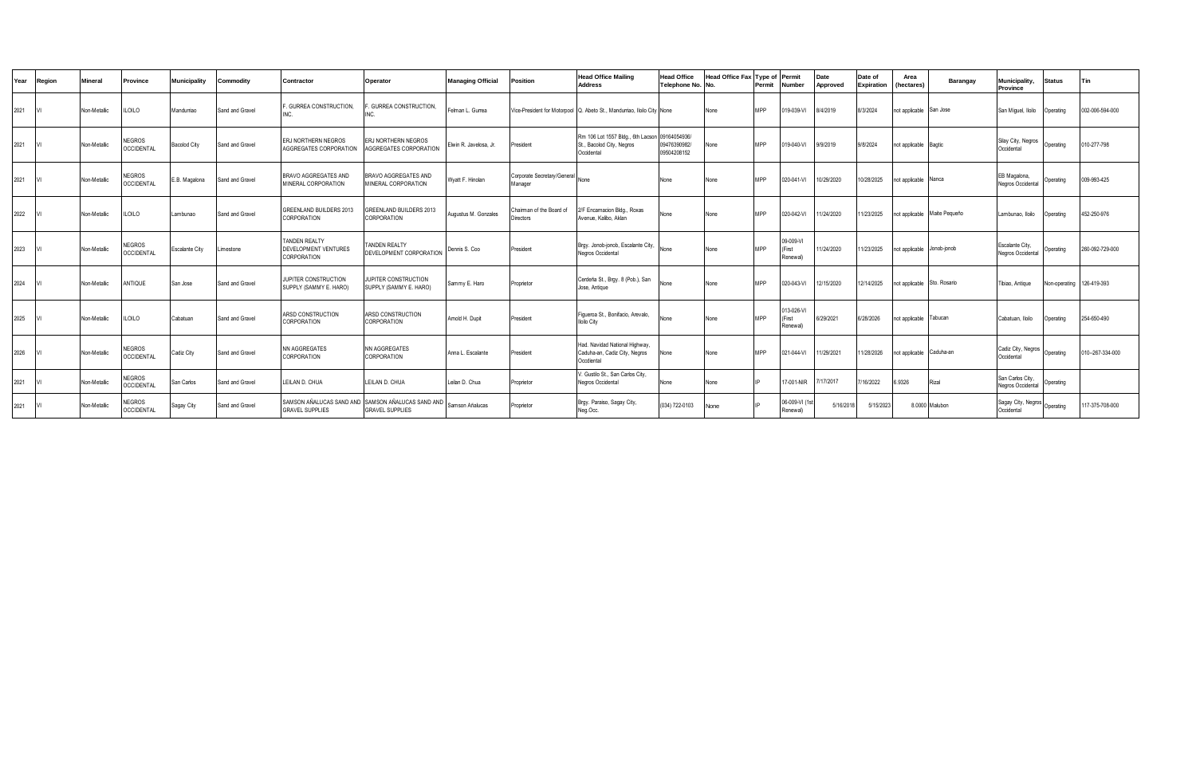| Year | Region | Mineral | Province | Municipality | Commodity | Contractor | Operator | Managing Official | Position | Head Office Mailing Address | Head Office Telephone No. | Head Office Fax No. | Type of Permit | Permit Number | Date Approved | Date of Expiration | Area (hectares) | Barangay | Municipality, Province | Status | Tin |
|---|---|---|---|---|---|---|---|---|---|---|---|---|---|---|---|---|---|---|---|---|---|
| 2021 | VI | Non-Metallic | ILOILO | Mandurriao | Sand and Gravel | F. GURREA CONSTRUCTION, INC. | F. GURREA CONSTRUCTION, INC. | Felman L. Gurrea | Vice-President for Motorpool | Q. Abeto St., Mandurriao, Iloilo City | None | None | MPP | 019-039-VI | 8/4/2019 | 8/3/2024 | not applicable | San Jose | San Miguel, Iloilo | Operating | 002-006-594-000 |
| 2021 | VI | Non-Metallic | NEGROS OCCIDENTAL | Bacolod City | Sand and Gravel | ERJ NORTHERN NEGROS AGGREGATES CORPORATION | ERJ NORTHERN NEGROS AGGREGATES CORPORATION | Elwin R. Javelosa, Jr. | President | Rm 106 Lot 1557 Bldg., 6th Lacson St., Bacolod City, Negros Occidental | 09164054936/ 09476390982/ 09504208152 | None | MPP | 019-040-VI | 9/9/2019 | 9/8/2024 | not applicable | Bagtic | Silay City, Negros Occidental | Operating | 010-277-798 |
| 2021 | VI | Non-Metallic | NEGROS OCCIDENTAL | E.B. Magalona | Sand and Gravel | BRAVO AGGREGATES AND MINERAL CORPORATION | BRAVO AGGREGATES AND MINERAL CORPORATION | Wyatt F. Hinolan | Corporate Secretary/General Manager | None | None | None | MPP | 020-041-VI | 10/29/2020 | 10/28/2025 | not applicable | Nanca | EB Magalona, Negros Occidental | Operating | 009-993-425 |
| 2022 | VI | Non-Metallic | ILOILO | Lambunao | Sand and Gravel | GREENLAND BUILDERS 2013 CORPORATION | GREENLAND BUILDERS 2013 CORPORATION | Augustus M. Gonzales | Chairman of the Board of Directors | 2/F Encarnacion Bldg., Roxas Avenue, Kalibo, Aklan | None | None | MPP | 020-042-VI | 11/24/2020 | 11/23/2025 | not applicable | Maite Pequeño | Lambunao, Iloilo | Operating | 452-250-976 |
| 2023 | VI | Non-Metallic | NEGROS OCCIDENTAL | Escalante City | Limestone | TANDEN REALTY DEVELOPMENT VENTURES CORPORATION | TANDEN REALTY DEVELOPMENT CORPORATION | Dennis S. Coo | President | Brgy. Jonob-jonob, Escalante City, Negros Occidental | None | None | MPP | 09-009-VI (First Renewal) | 11/24/2020 | 11/23/2025 | not applicable | Jonob-jonob | Escalante City, Negros Occidental | Operating | 260-092-729-000 |
| 2024 | VI | Non-Metallic | ANTIQUE | San Jose | Sand and Gravel | JUPITER CONSTRUCTION SUPPLY (SAMMY E. HARO) | JUPITER CONSTRUCTION SUPPLY (SAMMY E. HARO) | Sammy E. Haro | Proprietor | Cerdeña St., Brgy. 8 (Pob.), San Jose, Antique | None | None | MPP | 020-043-VI | 12/15/2020 | 12/14/2025 | not applicable | Sto. Rosario | Tibiao, Antique | Non-operating | 126-419-393 |
| 2025 | VI | Non-Metallic | ILOILO | Cabatuan | Sand and Gravel | ARSD CONSTRUCTION CORPORATION | ARSD CONSTRUCTION CORPORATION | Arnold H. Dupit | President | Figueroa St., Bonifacio, Arevalo, Iloilo City | None | None | MPP | 013-026-VI (First Renewal) | 6/29/2021 | 6/28/2026 | not applicable | Tabucan | Cabatuan, Iloilo | Operating | 254-650-490 |
| 2026 | VI | Non-Metallic | NEGROS OCCIDENTAL | Cadiz City | Sand and Gravel | NN AGGREGATES CORPORATION | NN AGGREGATES CORPORATION | Anna L. Escalante | President | Hod. Navidad National Highway, Caduha-an, Cadiz City, Negros Occdiental | None | None | MPP | 021-044-VI | 11/29/2021 | 11/28/2026 | not applicable | Caduha-an | Cadiz City, Negros Occidental | Operating | 010--267-334-000 |
| 2021 | VI | Non-Metallic | NEGROS OCCIDENTAL | San Carlos | Sand and Gravel | LEILAN D. CHUA | LEILAN D. CHUA | Leilan D. Chua | Proprietor | V. Gustilo St., San Carlos City, Negros Occidental | None | None | IP | 17-001-NIR | 7/17/2017 | 7/16/2022 | 6.9326 | Rizal | San Carlos City, Negros Occidental | Operating | |
| 2021 | VI | Non-Metallic | NEGROS OCCIDENTAL | Sagay City | Sand and Gravel | SAMSON AÑALUCAS SAND AND GRAVEL SUPPLIES | SAMSON AÑALUCAS SAND AND GRAVEL SUPPLIES | Samson Añalucas | Proprietor | Brgy. Paraiso, Sagay City, Neg.Occ. | (034) 722-0103 | None | IP | 06-009-VI (1st Renewal) | 5/16/2018 | 5/15/2023 | 8.0000 | Malubon | Sagay City, Negros Occidental | Operating | 117-375-708-000 |